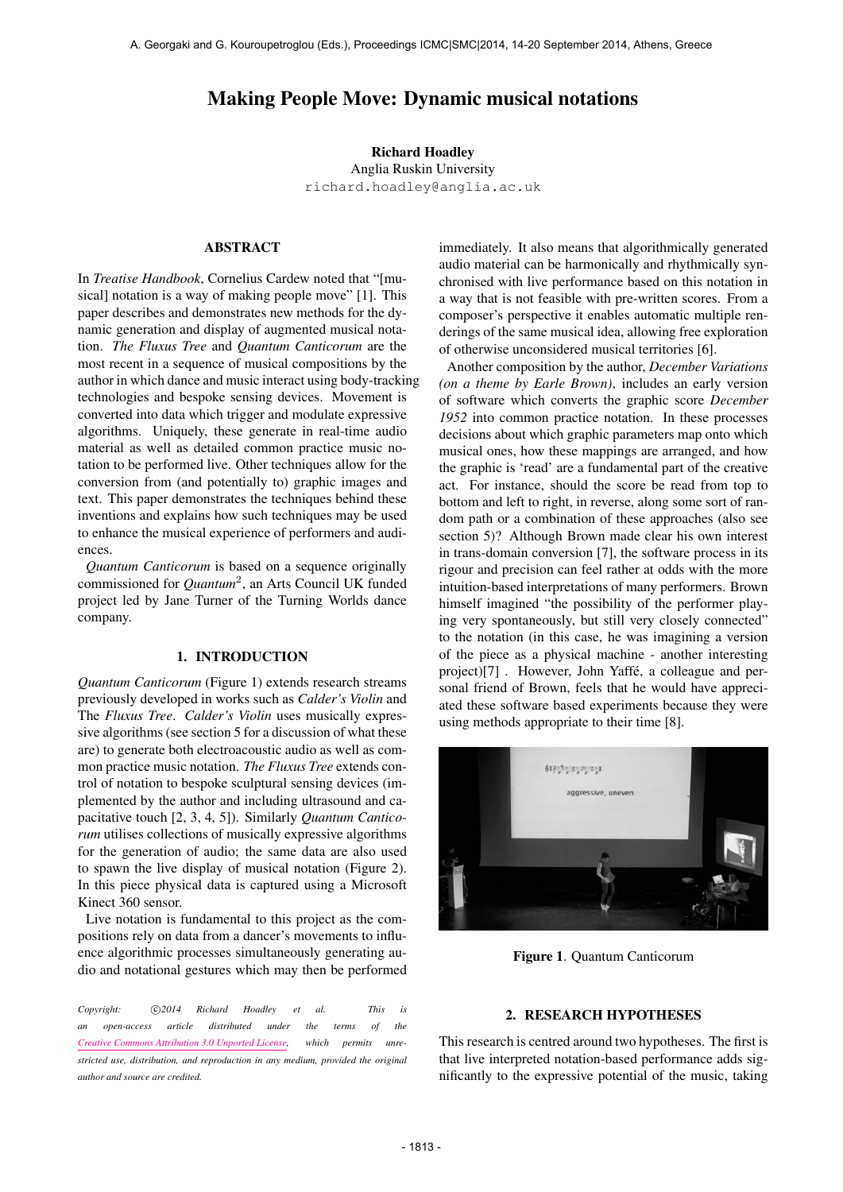# Making People Move: Dynamic musical notations

**Richard Hoadley**
Anglia Ruskin University
richard.hoadley@anglia.ac.uk

## ABSTRACT

In *Treatise Handbook*, Cornelius Cardew noted that "[musical] notation is a way of making people move" [1]. This paper describes and demonstrates new methods for the dynamic generation and display of augmented musical notation. *The Fluxus Tree* and *Quantum Canticorum* are the most recent in a sequence of musical compositions by the author in which dance and music interact using body-tracking technologies and bespoke sensing devices. Movement is converted into data which trigger and modulate expressive algorithms. Uniquely, these generate in real-time audio material as well as detailed common practice music notation to be performed live. Other techniques allow for the conversion from (and potentially to) graphic images and text. This paper demonstrates the techniques behind these inventions and explains how such techniques may be used to enhance the musical experience of performers and audiences.

*Quantum Canticorum* is based on a sequence originally commissioned for *Quantum[2]*, an Arts Council UK funded project led by Jane Turner of the Turning Worlds dance company.

## 1. INTRODUCTION

*Quantum Canticorum* (Figure 1) extends research streams previously developed in works such as *Calder's Violin* and The *Fluxus Tree*. *Calder's Violin* uses musically expressive algorithms (see section 5 for a discussion of what these are) to generate both electroacoustic audio as well as common practice music notation. *The Fluxus Tree* extends control of notation to bespoke sculptural sensing devices (implemented by the author and including ultrasound and capacitative touch [2, 3, 4, 5]). Similarly *Quantum Canticorum* utilises collections of musically expressive algorithms for the generation of audio; the same data are also used to spawn the live display of musical notation (Figure 2). In this piece physical data is captured using a Microsoft Kinect 360 sensor.

Live notation is fundamental to this project as the compositions rely on data from a dancer's movements to influence algorithmic processes simultaneously generating audio and notational gestures which may then be performed immediately. It also means that algorithmically generated audio material can be harmonically and rhythmically synchronised with live performance based on this notation in a way that is not feasible with pre-written scores. From a composer's perspective it enables automatic multiple renderings of the same musical idea, allowing free exploration of otherwise unconsidered musical territories [6].

Another composition by the author, *December Variations (on a theme by Earle Brown)*, includes an early version of software which converts the graphic score *December 1952* into common practice notation. In these processes decisions about which graphic parameters map onto which musical ones, how these mappings are arranged, and how the graphic is 'read' are a fundamental part of the creative act. For instance, should the score be read from top to bottom and left to right, in reverse, along some sort of random path or a combination of these approaches (also see section 5)? Although Brown made clear his own interest in trans-domain conversion [7], the software process in its rigour and precision can feel rather at odds with the more intuition-based interpretations of many performers. Brown himself imagined "the possibility of the performer playing very spontaneously, but still very closely connected" to the notation (in this case, he was imagining a version of the piece as a physical machine - another interesting project)[7] . However, John Yaffé, a colleague and personal friend of Brown, feels that he would have appreciated these software based experiments because they were using methods appropriate to their time [8].

**Figure 1**. Quantum Canticorum

## 2. RESEARCH HYPOTHESES

This research is centred around two hypotheses. The first is that live interpreted notation-based performance adds significantly to the expressive potential of the music, taking

*Copyright: ©2014 Richard Hoadley et al. This is an open-access article distributed under the terms of the Creative Commons Attribution 3.0 Unported License, which permits unrestricted use, distribution, and reproduction in any medium, provided the original author and source are credited.*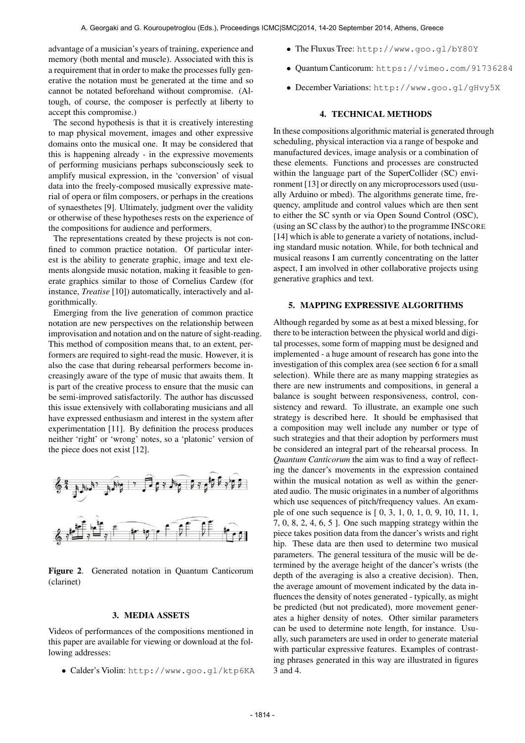advantage of a musician's years of training, experience and memory (both mental and muscle). Associated with this is a requirement that in order to make the processes fully generative the notation must be generated at the time and so cannot be notated beforehand without compromise. (Altough, of course, the composer is perfectly at liberty to accept this compromise.)

The second hypothesis is that it is creatively interesting to map physical movement, images and other expressive domains onto the musical one. It may be considered that this is happening already - in the expressive movements of performing musicians perhaps subconsciously seek to amplify musical expression, in the 'conversion' of visual data into the freely-composed musically expressive material of opera or film composers, or perhaps in the creations of synaesthetes [9]. Ultimately, judgment over the validity or otherwise of these hypotheses rests on the experience of the compositions for audience and performers.

The representations created by these projects is not confined to common practice notation. Of particular interest is the ability to generate graphic, image and text elements alongside music notation, making it feasible to generate graphics similar to those of Cornelius Cardew (for instance, *Treatise* [10]) automatically, interactively and algorithmically.

Emerging from the live generation of common practice notation are new perspectives on the relationship between improvisation and notation and on the nature of sight-reading. This method of composition means that, to an extent, performers are required to sight-read the music. However, it is also the case that during rehearsal performers become increasingly aware of the type of music that awaits them. It is part of the creative process to ensure that the music can be semi-improved satisfactorily. The author has discussed this issue extensively with collaborating musicians and all have expressed enthusiasm and interest in the system after experimentation [11]. By definition the process produces neither 'right' or 'wrong' notes, so a 'platonic' version of the piece does not exist [12].

**Figure 2**. Generated notation in Quantum Canticorum (clarinet)

## 3. MEDIA ASSETS

Videos of performances of the compositions mentioned in this paper are available for viewing or download at the following addresses:

- Calder's Violin: http://www.goo.gl/ktp6KA
- The Fluxus Tree: http://www.goo.gl/bY80Y
- Quantum Canticorum: https://vimeo.com/91736284
- December Variations: http://www.goo.gl/gHvy5X

## 4. TECHNICAL METHODS

In these compositions algorithmic material is generated through scheduling, physical interaction via a range of bespoke and manufactured devices, image analysis or a combination of these elements. Functions and processes are constructed within the language part of the SuperCollider (SC) environment [13] or directly on any microprocessors used (usually Arduino or mbed). The algorithms generate time, frequency, amplitude and control values which are then sent to either the SC synth or via Open Sound Control (OSC), (using an SC class by the author) to the programme INSCORE [14] which is able to generate a variety of notations, including standard music notation. While, for both technical and musical reasons I am currently concentrating on the latter aspect, I am involved in other collaborative projects using generative graphics and text.

## 5. MAPPING EXPRESSIVE ALGORITHMS

Although regarded by some as at best a mixed blessing, for there to be interaction between the physical world and digital processes, some form of mapping must be designed and implemented - a huge amount of research has gone into the investigation of this complex area (see section 6 for a small selection). While there are as many mapping strategies as there are new instruments and compositions, in general a balance is sought between responsiveness, control, consistency and reward. To illustrate, an example one such strategy is described here. It should be emphasised that a composition may well include any number or type of such strategies and that their adoption by performers must be considered an integral part of the rehearsal process. In *Quantum Canticorum* the aim was to find a way of reflecting the dancer's movements in the expression contained within the musical notation as well as within the generated audio. The music originates in a number of algorithms which use sequences of pitch/frequency values. An example of one such sequence is [ 0, 3, 1, 0, 1, 0, 9, 10, 11, 1, 7, 0, 8, 2, 4, 6, 5 ]. One such mapping strategy within the piece takes position data from the dancer's wrists and right hip. These data are then used to determine two musical parameters. The general tessitura of the music will be determined by the average height of the dancer's wrists (the depth of the averaging is also a creative decision). Then, the average amount of movement indicated by the data influences the density of notes generated - typically, as might be predicted (but not predicated), more movement generates a higher density of notes. Other similar parameters can be used to determine note length, for instance. Usually, such parameters are used in order to generate material with particular expressive features. Examples of contrasting phrases generated in this way are illustrated in figures 3 and 4.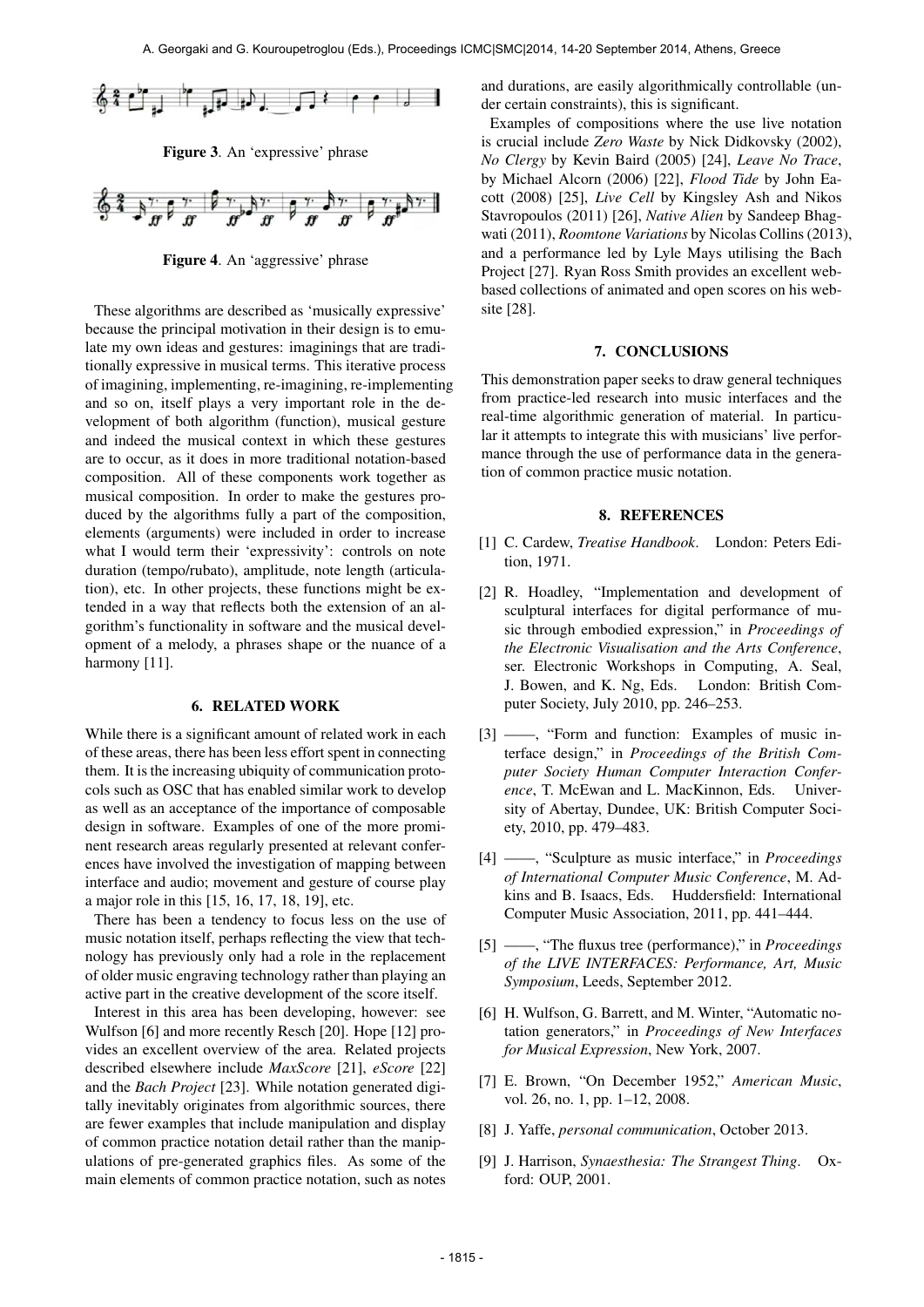Figure 3. An 'expressive' phrase

Figure 4. An 'aggressive' phrase

These algorithms are described as 'musically expressive' because the principal motivation in their design is to emulate my own ideas and gestures: imaginings that are traditionally expressive in musical terms. This iterative process of imagining, implementing, re-imagining, re-implementing and so on, itself plays a very important role in the development of both algorithm (function), musical gesture and indeed the musical context in which these gestures are to occur, as it does in more traditional notation-based composition. All of these components work together as musical composition. In order to make the gestures produced by the algorithms fully a part of the composition, elements (arguments) were included in order to increase what I would term their 'expressivity': controls on note duration (tempo/rubato), amplitude, note length (articulation), etc. In other projects, these functions might be extended in a way that reflects both the extension of an algorithm's functionality in software and the musical development of a melody, a phrases shape or the nuance of a harmony [11].

## 6. RELATED WORK

While there is a significant amount of related work in each of these areas, there has been less effort spent in connecting them. It is the increasing ubiquity of communication protocols such as OSC that has enabled similar work to develop as well as an acceptance of the importance of composable design in software. Examples of one of the more prominent research areas regularly presented at relevant conferences have involved the investigation of mapping between interface and audio; movement and gesture of course play a major role in this [15, 16, 17, 18, 19], etc.

There has been a tendency to focus less on the use of music notation itself, perhaps reflecting the view that technology has previously only had a role in the replacement of older music engraving technology rather than playing an active part in the creative development of the score itself.

Interest in this area has been developing, however: see Wulfson [6] and more recently Resch [20]. Hope [12] provides an excellent overview of the area. Related projects described elsewhere include *MaxScore* [21], *eScore* [22] and the *Bach Project* [23]. While notation generated digitally inevitably originates from algorithmic sources, there are fewer examples that include manipulation and display of common practice notation detail rather than the manipulations of pre-generated graphics files. As some of the main elements of common practice notation, such as notes and durations, are easily algorithmically controllable (under certain constraints), this is significant.

Examples of compositions where the use live notation is crucial include *Zero Waste* by Nick Didkovsky (2002), *No Clergy* by Kevin Baird (2005) [24], *Leave No Trace*, by Michael Alcorn (2006) [22], *Flood Tide* by John Eacott (2008) [25], *Live Cell* by Kingsley Ash and Nikos Stavropoulos (2011) [26], *Native Alien* by Sandeep Bhagwati (2011), *Roomtone Variations* by Nicolas Collins (2013), and a performance led by Lyle Mays utilising the Bach Project [27]. Ryan Ross Smith provides an excellent web-based collections of animated and open scores on his website [28].

## 7. CONCLUSIONS

This demonstration paper seeks to draw general techniques from practice-led research into music interfaces and the real-time algorithmic generation of material. In particular it attempts to integrate this with musicians' live performance through the use of performance data in the generation of common practice music notation.

## 8. REFERENCES

[1] C. Cardew, *Treatise Handbook*. London: Peters Edition, 1971.

[2] R. Hoadley, "Implementation and development of sculptural interfaces for digital performance of music through embodied expression," in *Proceedings of the Electronic Visualisation and the Arts Conference*, ser. Electronic Workshops in Computing, A. Seal, J. Bowen, and K. Ng, Eds. London: British Computer Society, July 2010, pp. 246–253.

[3] ——, "Form and function: Examples of music interface design," in *Proceedings of the British Computer Society Human Computer Interaction Conference*, T. McEwan and L. MacKinnon, Eds. University of Abertay, Dundee, UK: British Computer Society, 2010, pp. 479–483.

[4] ——, "Sculpture as music interface," in *Proceedings of International Computer Music Conference*, M. Adkins and B. Isaacs, Eds. Huddersfield: International Computer Music Association, 2011, pp. 441–444.

[5] ——, "The fluxus tree (performance)," in *Proceedings of the LIVE INTERFACES: Performance, Art, Music Symposium*, Leeds, September 2012.

[6] H. Wulfson, G. Barrett, and M. Winter, "Automatic notation generators," in *Proceedings of New Interfaces for Musical Expression*, New York, 2007.

[7] E. Brown, "On December 1952," *American Music*, vol. 26, no. 1, pp. 1–12, 2008.

[8] J. Yaffe, *personal communication*, October 2013.

[9] J. Harrison, *Synaesthesia: The Strangest Thing*. Oxford: OUP, 2001.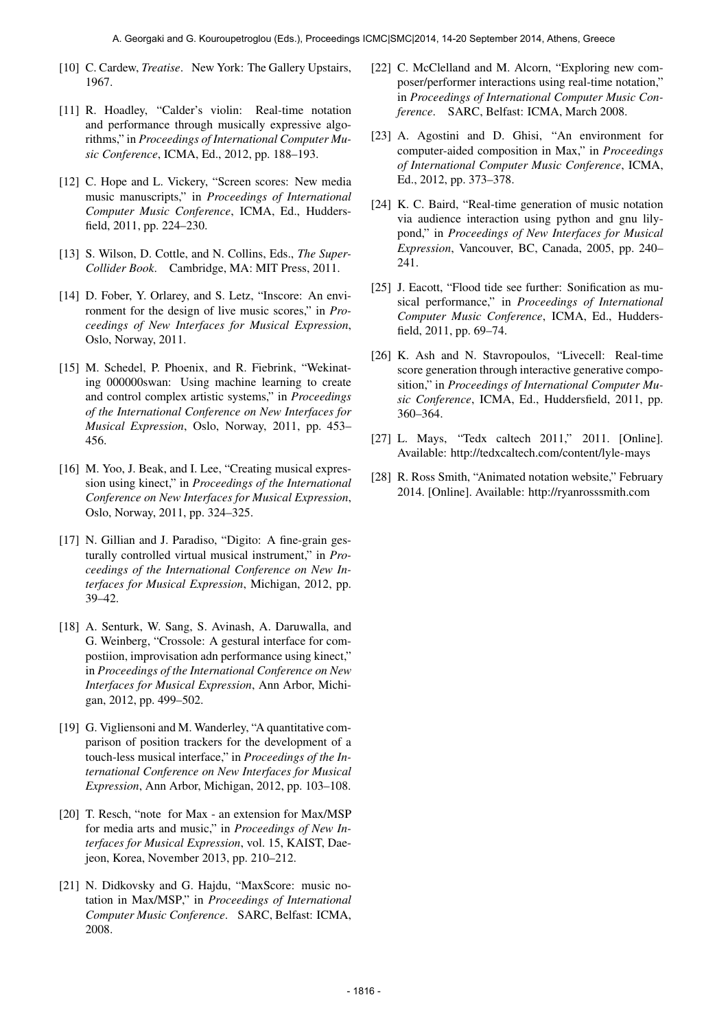[10] C. Cardew, *Treatise*. New York: The Gallery Upstairs, 1967.

[11] R. Hoadley, "Calder's violin: Real-time notation and performance through musically expressive algorithms," in *Proceedings of International Computer Music Conference*, ICMA, Ed., 2012, pp. 188–193.

[12] C. Hope and L. Vickery, "Screen scores: New media music manuscripts," in *Proceedings of International Computer Music Conference*, ICMA, Ed., Huddersfield, 2011, pp. 224–230.

[13] S. Wilson, D. Cottle, and N. Collins, Eds., *The SuperCollider Book*. Cambridge, MA: MIT Press, 2011.

[14] D. Fober, Y. Orlarey, and S. Letz, "Inscore: An environment for the design of live music scores," in *Proceedings of New Interfaces for Musical Expression*, Oslo, Norway, 2011.

[15] M. Schedel, P. Phoenix, and R. Fiebrink, "Wekinating 000000swan: Using machine learning to create and control complex artistic systems," in *Proceedings of the International Conference on New Interfaces for Musical Expression*, Oslo, Norway, 2011, pp. 453–456.

[16] M. Yoo, J. Beak, and I. Lee, "Creating musical expression using kinect," in *Proceedings of the International Conference on New Interfaces for Musical Expression*, Oslo, Norway, 2011, pp. 324–325.

[17] N. Gillian and J. Paradiso, "Digito: A fine-grain gesturally controlled virtual musical instrument," in *Proceedings of the International Conference on New Interfaces for Musical Expression*, Michigan, 2012, pp. 39–42.

[18] A. Senturk, W. Sang, S. Avinash, A. Daruwalla, and G. Weinberg, "Crossole: A gestural interface for compostiion, improvisation adn performance using kinect," in *Proceedings of the International Conference on New Interfaces for Musical Expression*, Ann Arbor, Michigan, 2012, pp. 499–502.

[19] G. Vigliensoni and M. Wanderley, "A quantitative comparison of position trackers for the development of a touch-less musical interface," in *Proceedings of the International Conference on New Interfaces for Musical Expression*, Ann Arbor, Michigan, 2012, pp. 103–108.

[20] T. Resch, "note for Max - an extension for Max/MSP for media arts and music," in *Proceedings of New Interfaces for Musical Expression*, vol. 15, KAIST, Daejeon, Korea, November 2013, pp. 210–212.

[21] N. Didkovsky and G. Hajdu, "MaxScore: music notation in Max/MSP," in *Proceedings of International Computer Music Conference*. SARC, Belfast: ICMA, 2008.

[22] C. McClelland and M. Alcorn, "Exploring new composer/performer interactions using real-time notation," in *Proceedings of International Computer Music Conference*. SARC, Belfast: ICMA, March 2008.

[23] A. Agostini and D. Ghisi, "An environment for computer-aided composition in Max," in *Proceedings of International Computer Music Conference*, ICMA, Ed., 2012, pp. 373–378.

[24] K. C. Baird, "Real-time generation of music notation via audience interaction using python and gnu lilypond," in *Proceedings of New Interfaces for Musical Expression*, Vancouver, BC, Canada, 2005, pp. 240–241.

[25] J. Eacott, "Flood tide see further: Sonification as musical performance," in *Proceedings of International Computer Music Conference*, ICMA, Ed., Huddersfield, 2011, pp. 69–74.

[26] K. Ash and N. Stavropoulos, "Livecell: Real-time score generation through interactive generative composition," in *Proceedings of International Computer Music Conference*, ICMA, Ed., Huddersfield, 2011, pp. 360–364.

[27] L. Mays, "Tedx caltech 2011," 2011. [Online]. Available: http://tedxcaltech.com/content/lyle-mays

[28] R. Ross Smith, "Animated notation website," February 2014. [Online]. Available: http://ryanrosssmith.com